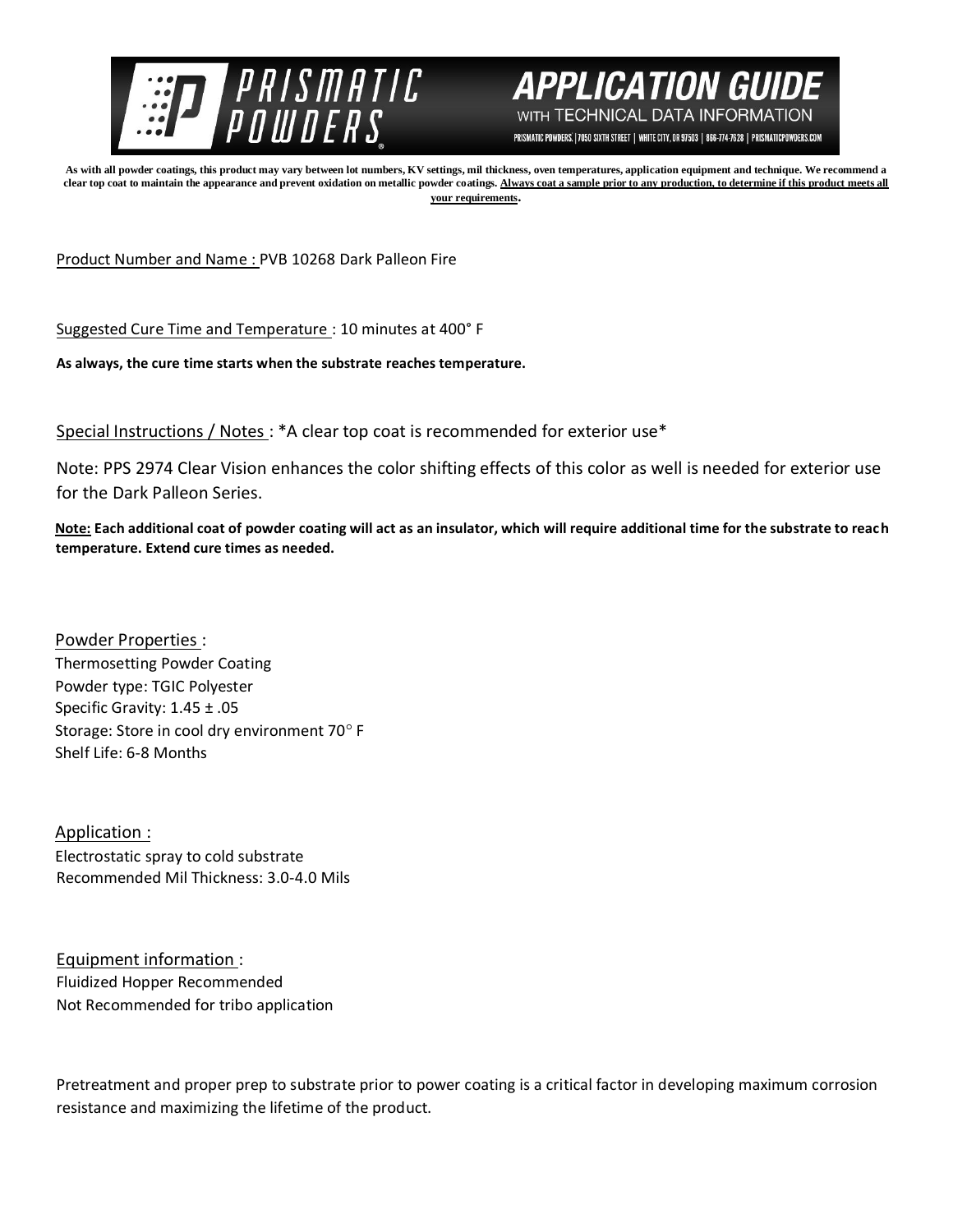# PRISMATIC POWDERS

## APPLICATION GUIDE
WITH TECHNICAL DATA INFORMATION

PRISMATIC POWDERS. | 7050 SIXTH STREET | WHITE CITY, OR 97503 | 866-774-7628 | PRISMATICPOWDERS.COM

**As with all powder coatings, this product may vary between lot numbers, KV settings, mil thickness, oven temperatures, application equipment and technique. We recommend a clear top coat to maintain the appearance and prevent oxidation on metallic powder coatings. Always coat a sample prior to any production, to determine if this product meets all your requirements.**

Product Number and Name : PVB 10268 Dark Palleon Fire

Suggested Cure Time and Temperature : 10 minutes at 400° F

**As always, the cure time starts when the substrate reaches temperature.**

Special Instructions / Notes : *A clear top coat is recommended for exterior use*

Note: PPS 2974 Clear Vision enhances the color shifting effects of this color as well is needed for exterior use for the Dark Palleon Series.

**Note: Each additional coat of powder coating will act as an insulator, which will require additional time for the substrate to reach temperature. Extend cure times as needed.**

Powder Properties :
Thermosetting Powder Coating
Powder type: TGIC Polyester
Specific Gravity: 1.45 ± .05
Storage: Store in cool dry environment 70° F
Shelf Life: 6-8 Months

Application :
Electrostatic spray to cold substrate
Recommended Mil Thickness: 3.0-4.0 Mils

Equipment information :
Fluidized Hopper Recommended
Not Recommended for tribo application

Pretreatment and proper prep to substrate prior to power coating is a critical factor in developing maximum corrosion resistance and maximizing the lifetime of the product.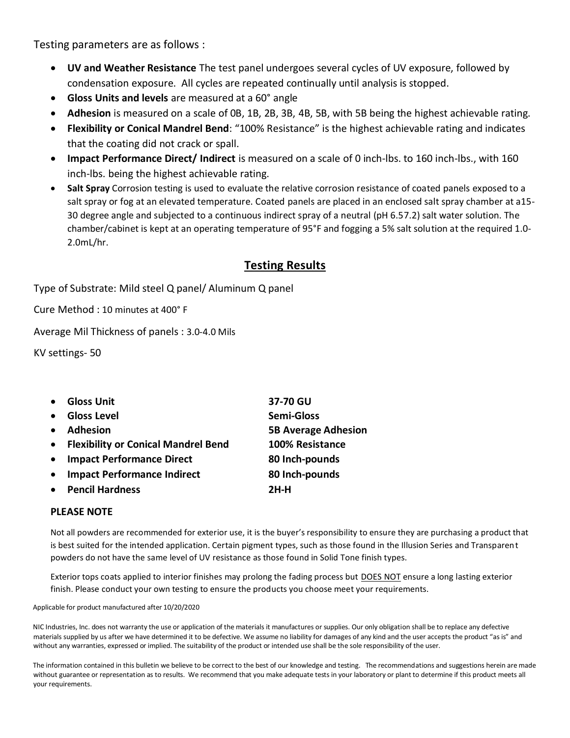Testing parameters are as follows :

- **UV and Weather Resistance** The test panel undergoes several cycles of UV exposure, followed by condensation exposure. All cycles are repeated continually until analysis is stopped.
- **Gloss Units and levels** are measured at a 60° angle
- **Adhesion** is measured on a scale of 0B, 1B, 2B, 3B, 4B, 5B, with 5B being the highest achievable rating.
- **Flexibility or Conical Mandrel Bend**: "100% Resistance" is the highest achievable rating and indicates that the coating did not crack or spall.
- **Impact Performance Direct/ Indirect** is measured on a scale of 0 inch-lbs. to 160 inch-lbs., with 160 inch-lbs. being the highest achievable rating.
- **Salt Spray** Corrosion testing is used to evaluate the relative corrosion resistance of coated panels exposed to a salt spray or fog at an elevated temperature. Coated panels are placed in an enclosed salt spray chamber at a15-30 degree angle and subjected to a continuous indirect spray of a neutral (pH 6.57.2) salt water solution. The chamber/cabinet is kept at an operating temperature of 95°F and fogging a 5% salt solution at the required 1.0-2.0mL/hr.

## Testing Results

Type of Substrate: Mild steel Q panel/ Aluminum Q panel

Cure Method : 10 minutes at 400° F

Average Mil Thickness of panels : 3.0-4.0 Mils

KV settings- 50

| | |
|---|---|
| **Gloss Unit** | **37-70 GU** |
| **Gloss Level** | **Semi-Gloss** |
| **Adhesion** | **5B Average Adhesion** |
| **Flexibility or Conical Mandrel Bend** | **100% Resistance** |
| **Impact Performance Direct** | **80 Inch-pounds** |
| **Impact Performance Indirect** | **80 Inch-pounds** |
| **Pencil Hardness** | **2H-H** |

**PLEASE NOTE**

Not all powders are recommended for exterior use, it is the buyer's responsibility to ensure they are purchasing a product that is best suited for the intended application. Certain pigment types, such as those found in the Illusion Series and Transparent powders do not have the same level of UV resistance as those found in Solid Tone finish types.

Exterior tops coats applied to interior finishes may prolong the fading process but DOES NOT ensure a long lasting exterior finish. Please conduct your own testing to ensure the products you choose meet your requirements.

Applicable for product manufactured after 10/20/2020

NIC Industries, Inc. does not warranty the use or application of the materials it manufactures or supplies. Our only obligation shall be to replace any defective materials supplied by us after we have determined it to be defective. We assume no liability for damages of any kind and the user accepts the product "as is" and without any warranties, expressed or implied. The suitability of the product or intended use shall be the sole responsibility of the user.

The information contained in this bulletin we believe to be correct to the best of our knowledge and testing. The recommendations and suggestions herein are made without guarantee or representation as to results. We recommend that you make adequate tests in your laboratory or plant to determine if this product meets all your requirements.